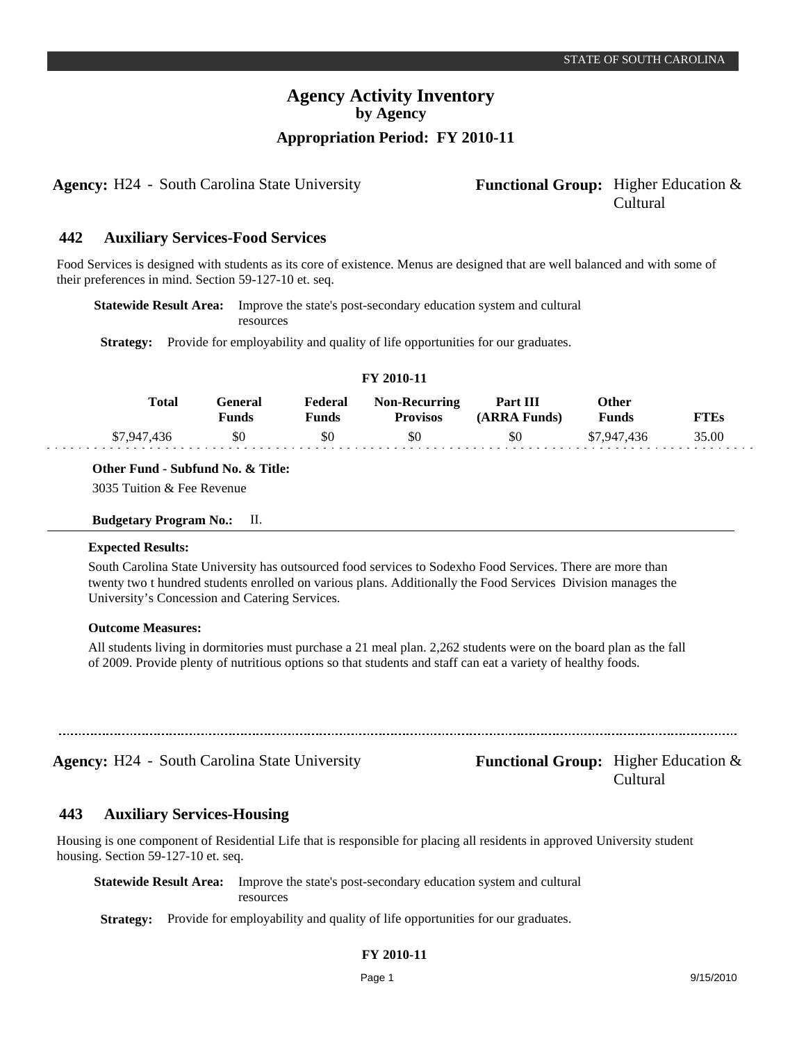# Agency Activity Inventory
## by Agency
### Appropriation Period: FY 2010-11

**Agency:** H24 - South Carolina State University **Functional Group:** Higher Education & Cultural

## 442 Auxiliary Services-Food Services

Food Services is designed with students as its core of existence. Menus are designed that are well balanced and with some of their preferences in mind. Section 59-127-10 et. seq.

**Statewide Result Area:** Improve the state's post-secondary education system and cultural resources

**Strategy:** Provide for employability and quality of life opportunities for our graduates.

**FY 2010-11**

| Total | General Funds | Federal Funds | Non-Recurring Provisos | Part III (ARRA Funds) | Other Funds | FTEs |
|---|---|---|---|---|---|---|
| $7,947,436 | $0 | $0 | $0 | $0 | $7,947,436 | 35.00 |

**Other Fund - Subfund No. & Title:**

3035 Tuition & Fee Revenue

**Budgetary Program No.:** II.

**Expected Results:**

South Carolina State University has outsourced food services to Sodexho Food Services. There are more than twenty two t hundred students enrolled on various plans. Additionally the Food Services Division manages the University's Concession and Catering Services.

**Outcome Measures:**

All students living in dormitories must purchase a 21 meal plan. 2,262 students were on the board plan as the fall of 2009. Provide plenty of nutritious options so that students and staff can eat a variety of healthy foods.

---

**Agency:** H24 - South Carolina State University **Functional Group:** Higher Education & Cultural

## 443 Auxiliary Services-Housing

Housing is one component of Residential Life that is responsible for placing all residents in approved University student housing. Section 59-127-10 et. seq.

**Statewide Result Area:** Improve the state's post-secondary education system and cultural resources

**Strategy:** Provide for employability and quality of life opportunities for our graduates.

**FY 2010-11**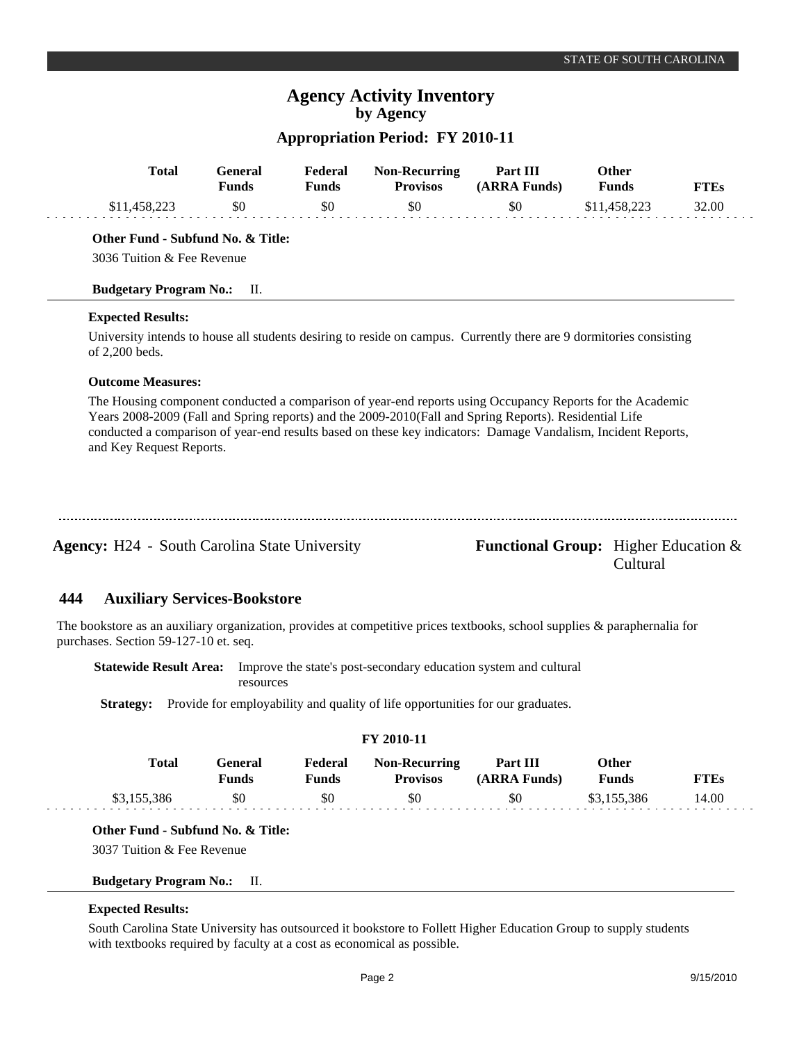| Total | General Funds | Federal Funds | Non-Recurring Provisos | Part III (ARRA Funds) | Other Funds | FTEs |
|---|---|---|---|---|---|---|
| $11,458,223 | $0 | $0 | $0 | $0 | $11,458,223 | 32.00 |

**Other Fund - Subfund No. & Title:**

3036 Tuition & Fee Revenue

**Budgetary Program No.:** II.

**Expected Results:**

University intends to house all students desiring to reside on campus. Currently there are 9 dormitories consisting of 2,200 beds.

**Outcome Measures:**

The Housing component conducted a comparison of year-end reports using Occupancy Reports for the Academic Years 2008-2009 (Fall and Spring reports) and the 2009-2010(Fall and Spring Reports). Residential Life conducted a comparison of year-end results based on these key indicators: Damage Vandalism, Incident Reports, and Key Request Reports.

---

**Agency:** H24 - South Carolina State University

**Functional Group:** Higher Education & Cultural

## 444 Auxiliary Services-Bookstore

The bookstore as an auxiliary organization, provides at competitive prices textbooks, school supplies & paraphernalia for purchases. Section 59-127-10 et. seq.

**Statewide Result Area:** Improve the state's post-secondary education system and cultural resources

**Strategy:** Provide for employability and quality of life opportunities for our graduates.

**FY 2010-11**

| Total | General Funds | Federal Funds | Non-Recurring Provisos | Part III (ARRA Funds) | Other Funds | FTEs |
|---|---|---|---|---|---|---|
| $3,155,386 | $0 | $0 | $0 | $0 | $3,155,386 | 14.00 |

**Other Fund - Subfund No. & Title:**

3037 Tuition & Fee Revenue

**Budgetary Program No.:** II.

**Expected Results:**

South Carolina State University has outsourced it bookstore to Follett Higher Education Group to supply students with textbooks required by faculty at a cost as economical as possible.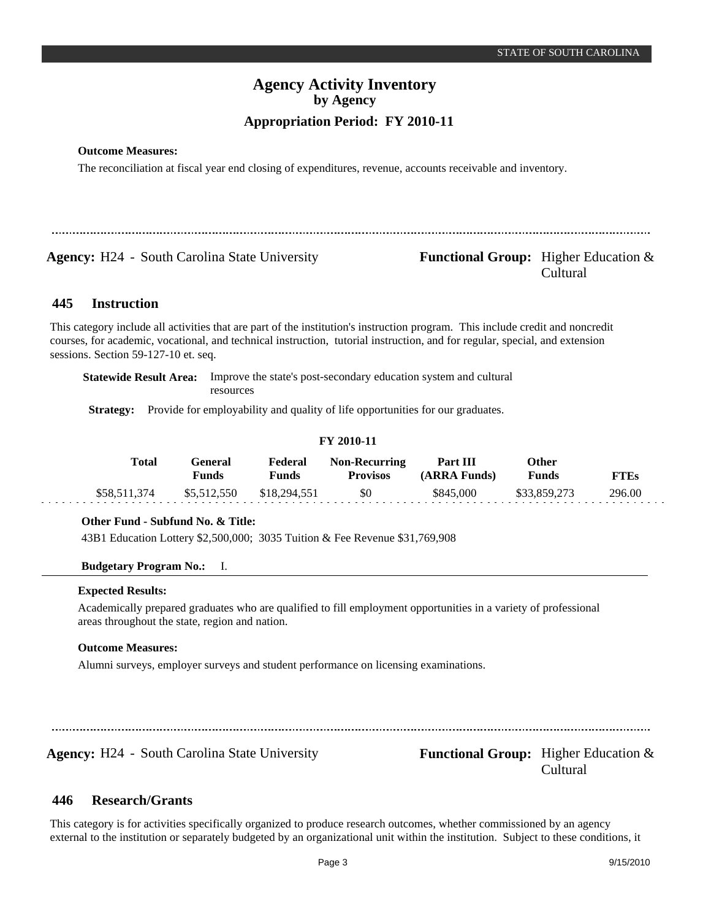**Outcome Measures:**

The reconciliation at fiscal year end closing of expenditures, revenue, accounts receivable and inventory.

---

**Agency:** H24 - South Carolina State University

**Functional Group:** Higher Education & Cultural

## 445 Instruction

This category include all activities that are part of the institution's instruction program. This include credit and noncredit courses, for academic, vocational, and technical instruction, tutorial instruction, and for regular, special, and extension sessions. Section 59-127-10 et. seq.

**Statewide Result Area:** Improve the state's post-secondary education system and cultural resources

**Strategy:** Provide for employability and quality of life opportunities for our graduates.

**FY 2010-11**

| Total | General Funds | Federal Funds | Non-Recurring Provisos | Part III (ARRA Funds) | Other Funds | FTEs |
|---|---|---|---|---|---|---|
| $58,511,374 | $5,512,550 | $18,294,551 | $0 | $845,000 | $33,859,273 | 296.00 |

**Other Fund - Subfund No. & Title:**

43B1 Education Lottery $2,500,000; 3035 Tuition & Fee Revenue $31,769,908

**Budgetary Program No.:** I.

**Expected Results:**

Academically prepared graduates who are qualified to fill employment opportunities in a variety of professional areas throughout the state, region and nation.

**Outcome Measures:**

Alumni surveys, employer surveys and student performance on licensing examinations.

---

**Agency:** H24 - South Carolina State University

**Functional Group:** Higher Education & Cultural

## 446 Research/Grants

This category is for activities specifically organized to produce research outcomes, whether commissioned by an agency external to the institution or separately budgeted by an organizational unit within the institution. Subject to these conditions, it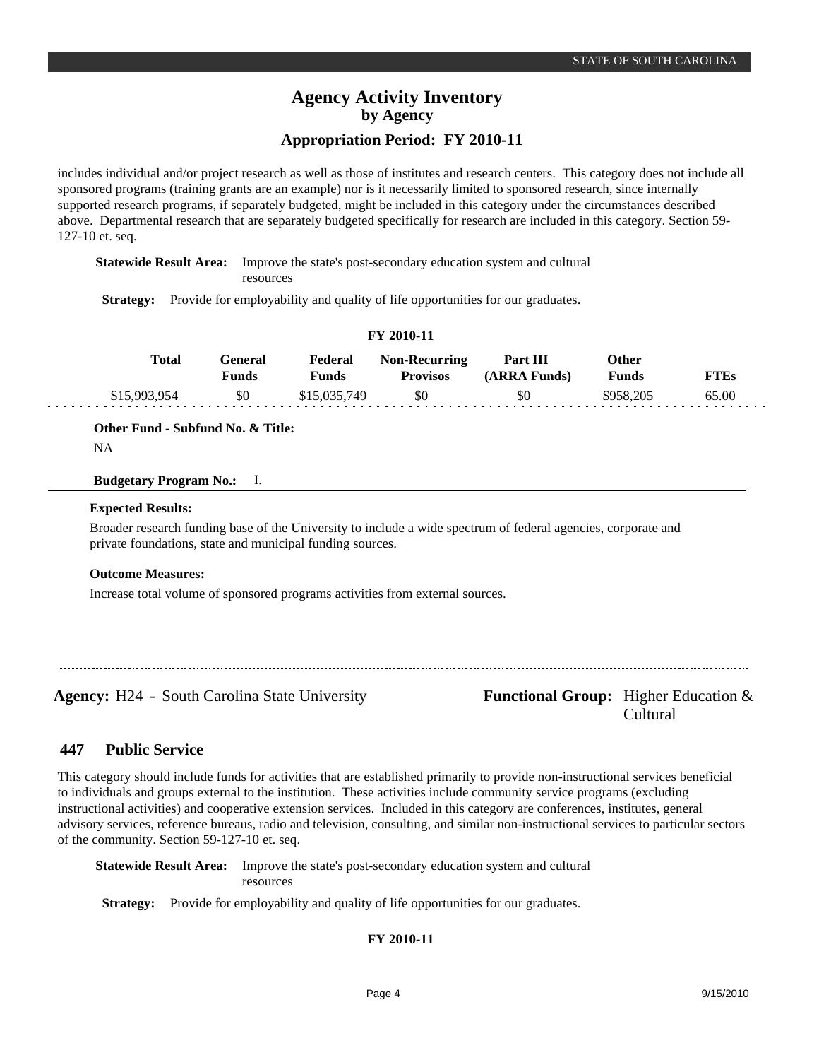includes individual and/or project research as well as those of institutes and research centers. This category does not include all sponsored programs (training grants are an example) nor is it necessarily limited to sponsored research, since internally supported research programs, if separately budgeted, might be included in this category under the circumstances described above. Departmental research that are separately budgeted specifically for research are included in this category. Section 59-127-10 et. seq.

**Statewide Result Area:** Improve the state's post-secondary education system and cultural resources

**Strategy:** Provide for employability and quality of life opportunities for our graduates.

**FY 2010-11**

| Total | General Funds | Federal Funds | Non-Recurring Provisos | Part III (ARRA Funds) | Other Funds | FTEs |
|---|---|---|---|---|---|---|
| $15,993,954 | $0 | $15,035,749 | $0 | $0 | $958,205 | 65.00 |

**Other Fund - Subfund No. & Title:**

NA

**Budgetary Program No.:** I.

**Expected Results:**

Broader research funding base of the University to include a wide spectrum of federal agencies, corporate and private foundations, state and municipal funding sources.

**Outcome Measures:**

Increase total volume of sponsored programs activities from external sources.

---

**Agency:** H24 - South Carolina State University

**Functional Group:** Higher Education & Cultural

## 447 Public Service

This category should include funds for activities that are established primarily to provide non-instructional services beneficial to individuals and groups external to the institution. These activities include community service programs (excluding instructional activities) and cooperative extension services. Included in this category are conferences, institutes, general advisory services, reference bureaus, radio and television, consulting, and similar non-instructional services to particular sectors of the community. Section 59-127-10 et. seq.

**Statewide Result Area:** Improve the state's post-secondary education system and cultural resources

**Strategy:** Provide for employability and quality of life opportunities for our graduates.

**FY 2010-11**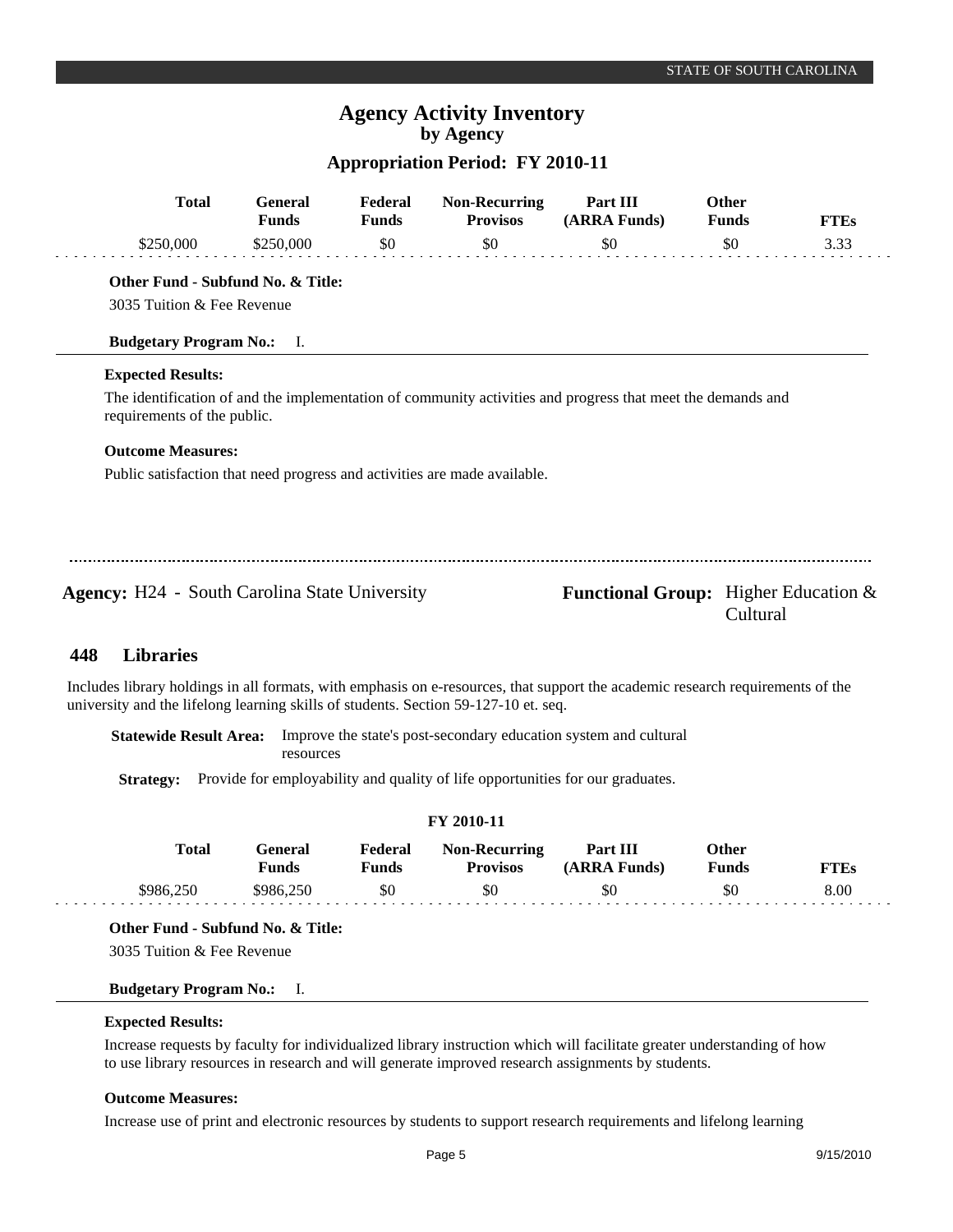| Total | General Funds | Federal Funds | Non-Recurring Provisos | Part III (ARRA Funds) | Other Funds | FTEs |
|---|---|---|---|---|---|---|
| $250,000 | $250,000 | $0 | $0 | $0 | $0 | 3.33 |

**Other Fund - Subfund No. & Title:**

3035 Tuition & Fee Revenue

**Budgetary Program No.:** I.

**Expected Results:**

The identification of and the implementation of community activities and progress that meet the demands and requirements of the public.

**Outcome Measures:**

Public satisfaction that need progress and activities are made available.

---

**Agency:** H24 - South Carolina State University

**Functional Group:** Higher Education & Cultural

## 448 Libraries

Includes library holdings in all formats, with emphasis on e-resources, that support the academic research requirements of the university and the lifelong learning skills of students. Section 59-127-10 et. seq.

**Statewide Result Area:** Improve the state's post-secondary education system and cultural resources

**Strategy:** Provide for employability and quality of life opportunities for our graduates.

**FY 2010-11**

| Total | General Funds | Federal Funds | Non-Recurring Provisos | Part III (ARRA Funds) | Other Funds | FTEs |
|---|---|---|---|---|---|---|
| $986,250 | $986,250 | $0 | $0 | $0 | $0 | 8.00 |

**Other Fund - Subfund No. & Title:**

3035 Tuition & Fee Revenue

**Budgetary Program No.:** I.

**Expected Results:**

Increase requests by faculty for individualized library instruction which will facilitate greater understanding of how to use library resources in research and will generate improved research assignments by students.

**Outcome Measures:**

Increase use of print and electronic resources by students to support research requirements and lifelong learning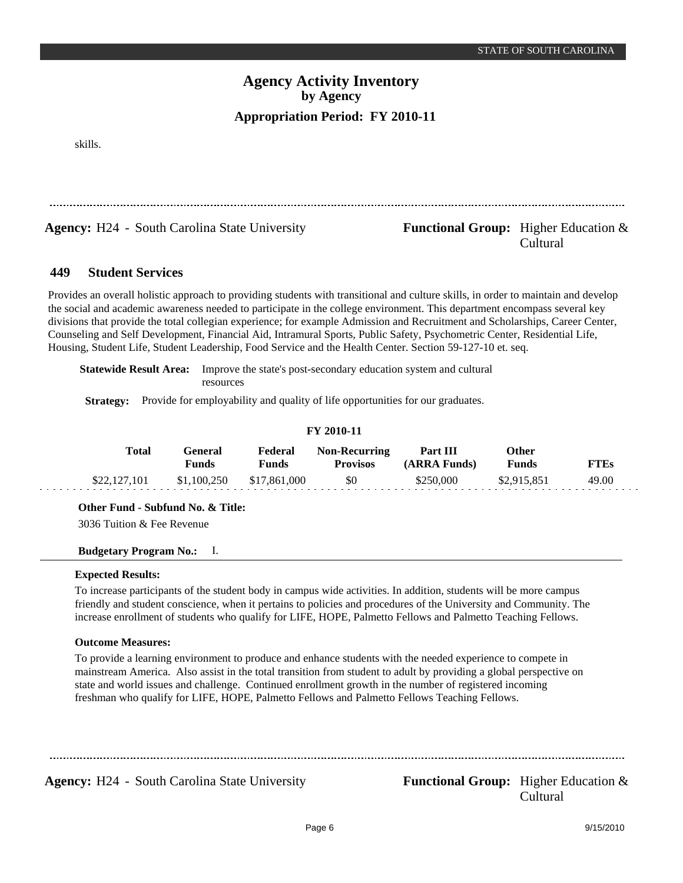skills.

---

**Agency:** H24 - South Carolina State University

**Functional Group:** Higher Education & Cultural

## 449 Student Services

Provides an overall holistic approach to providing students with transitional and culture skills, in order to maintain and develop the social and academic awareness needed to participate in the college environment. This department encompass several key divisions that provide the total collegian experience; for example Admission and Recruitment and Scholarships, Career Center, Counseling and Self Development, Financial Aid, Intramural Sports, Public Safety, Psychometric Center, Residential Life, Housing, Student Life, Student Leadership, Food Service and the Health Center. Section 59-127-10 et. seq.

**Statewide Result Area:** Improve the state's post-secondary education system and cultural resources

**Strategy:** Provide for employability and quality of life opportunities for our graduates.

**FY 2010-11**

| Total | General Funds | Federal Funds | Non-Recurring Provisos | Part III (ARRA Funds) | Other Funds | FTEs |
|---|---|---|---|---|---|---|
| $22,127,101 | $1,100,250 | $17,861,000 | $0 | $250,000 | $2,915,851 | 49.00 |

**Other Fund - Subfund No. & Title:**

3036 Tuition & Fee Revenue

**Budgetary Program No.:** I.

**Expected Results:**

To increase participants of the student body in campus wide activities. In addition, students will be more campus friendly and student conscience, when it pertains to policies and procedures of the University and Community. The increase enrollment of students who qualify for LIFE, HOPE, Palmetto Fellows and Palmetto Teaching Fellows.

**Outcome Measures:**

To provide a learning environment to produce and enhance students with the needed experience to compete in mainstream America. Also assist in the total transition from student to adult by providing a global perspective on state and world issues and challenge. Continued enrollment growth in the number of registered incoming freshman who qualify for LIFE, HOPE, Palmetto Fellows and Palmetto Fellows Teaching Fellows.

---

**Agency:** H24 - South Carolina State University

**Functional Group:** Higher Education & Cultural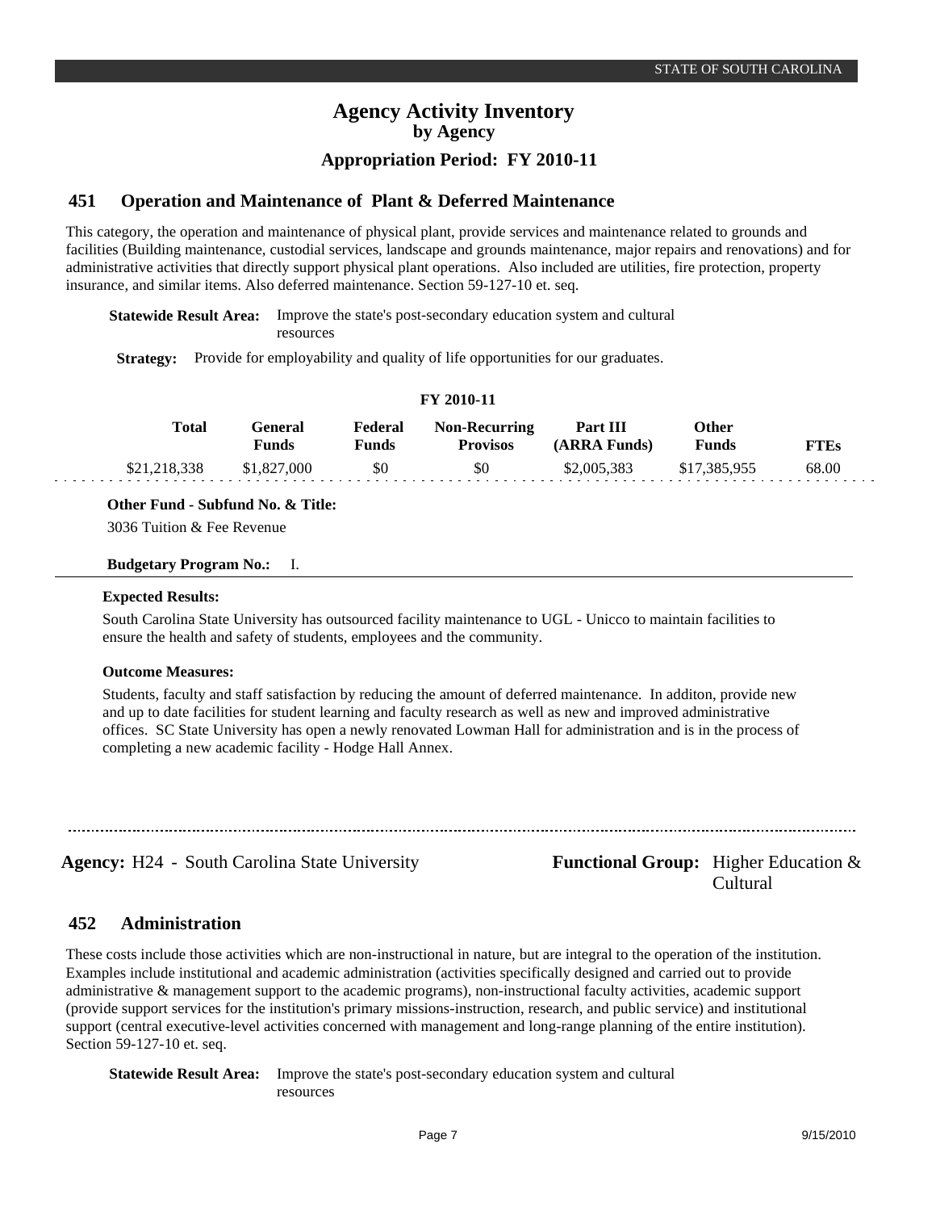# Agency Activity Inventory
## by Agency
### Appropriation Period: FY 2010-11

## 451 Operation and Maintenance of Plant & Deferred Maintenance

This category, the operation and maintenance of physical plant, provide services and maintenance related to grounds and facilities (Building maintenance, custodial services, landscape and grounds maintenance, major repairs and renovations) and for administrative activities that directly support physical plant operations. Also included are utilities, fire protection, property insurance, and similar items. Also deferred maintenance. Section 59-127-10 et. seq.

**Statewide Result Area:** Improve the state's post-secondary education system and cultural resources

**Strategy:** Provide for employability and quality of life opportunities for our graduates.

**FY 2010-11**

| Total | General Funds | Federal Funds | Non-Recurring Provisos | Part III (ARRA Funds) | Other Funds | FTEs |
|---|---|---|---|---|---|---|
| $21,218,338 | $1,827,000 | $0 | $0 | $2,005,383 | $17,385,955 | 68.00 |

**Other Fund - Subfund No. & Title:**

3036 Tuition & Fee Revenue

**Budgetary Program No.:** I.

**Expected Results:**

South Carolina State University has outsourced facility maintenance to UGL - Unicco to maintain facilities to ensure the health and safety of students, employees and the community.

**Outcome Measures:**

Students, faculty and staff satisfaction by reducing the amount of deferred maintenance. In additon, provide new and up to date facilities for student learning and faculty research as well as new and improved administrative offices. SC State University has open a newly renovated Lowman Hall for administration and is in the process of completing a new academic facility - Hodge Hall Annex.

**Agency:** H24 - South Carolina State University

**Functional Group:** Higher Education & Cultural

## 452 Administration

These costs include those activities which are non-instructional in nature, but are integral to the operation of the institution. Examples include institutional and academic administration (activities specifically designed and carried out to provide administrative & management support to the academic programs), non-instructional faculty activities, academic support (provide support services for the institution's primary missions-instruction, research, and public service) and institutional support (central executive-level activities concerned with management and long-range planning of the entire institution). Section 59-127-10 et. seq.

**Statewide Result Area:** Improve the state's post-secondary education system and cultural resources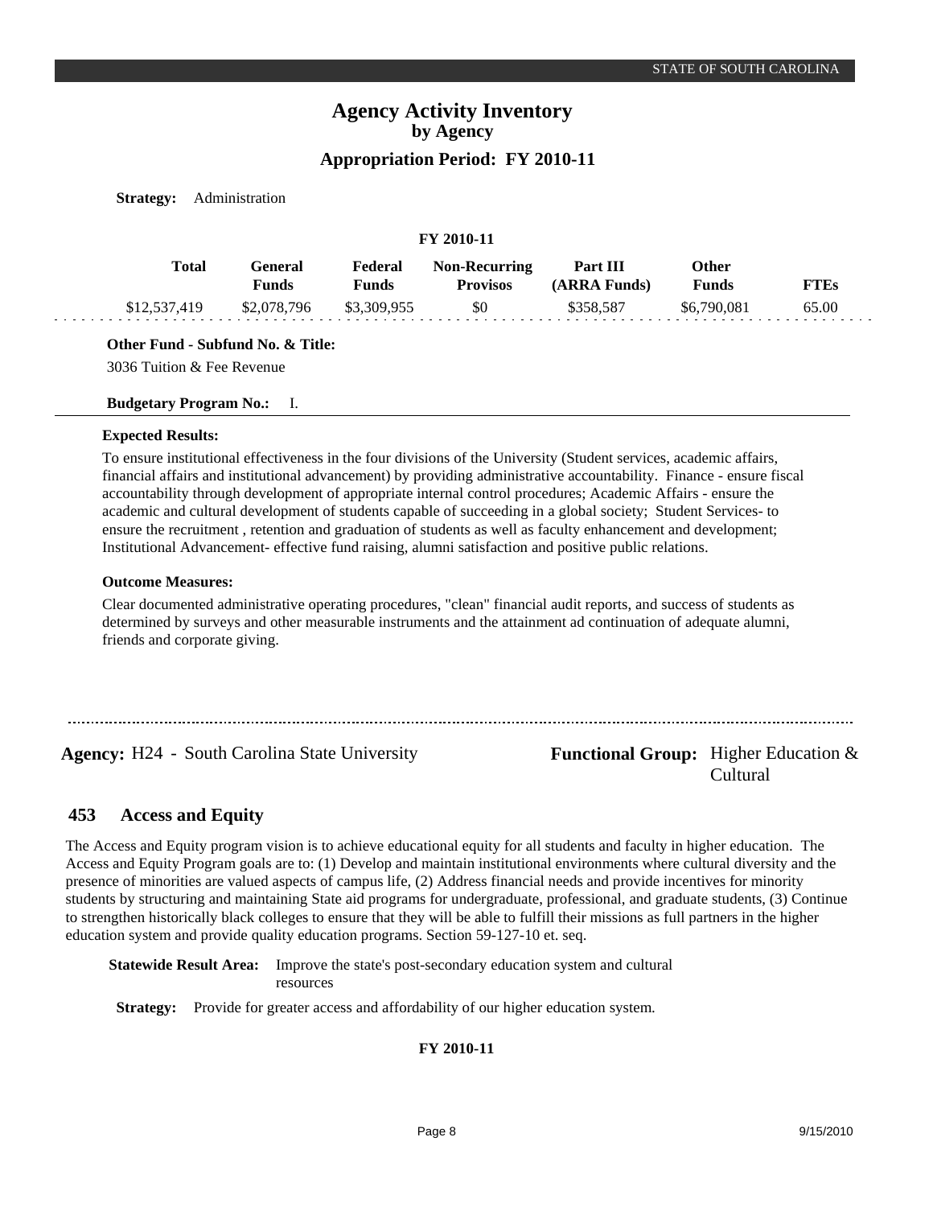**Strategy:** Administration

**FY 2010-11**

| Total | General Funds | Federal Funds | Non-Recurring Provisos | Part III (ARRA Funds) | Other Funds | FTEs |
|---|---|---|---|---|---|---|
| $12,537,419 | $2,078,796 | $3,309,955 | $0 | $358,587 | $6,790,081 | 65.00 |

**Other Fund - Subfund No. & Title:**

3036 Tuition & Fee Revenue

**Budgetary Program No.:** I.

**Expected Results:**

To ensure institutional effectiveness in the four divisions of the University (Student services, academic affairs, financial affairs and institutional advancement) by providing administrative accountability. Finance - ensure fiscal accountability through development of appropriate internal control procedures; Academic Affairs - ensure the academic and cultural development of students capable of succeeding in a global society; Student Services- to ensure the recruitment , retention and graduation of students as well as faculty enhancement and development; Institutional Advancement- effective fund raising, alumni satisfaction and positive public relations.

**Outcome Measures:**

Clear documented administrative operating procedures, "clean" financial audit reports, and success of students as determined by surveys and other measurable instruments and the attainment ad continuation of adequate alumni, friends and corporate giving.

**Agency:** H24 - South Carolina State University **Functional Group:** Higher Education & Cultural

## 453 Access and Equity

The Access and Equity program vision is to achieve educational equity for all students and faculty in higher education. The Access and Equity Program goals are to: (1) Develop and maintain institutional environments where cultural diversity and the presence of minorities are valued aspects of campus life, (2) Address financial needs and provide incentives for minority students by structuring and maintaining State aid programs for undergraduate, professional, and graduate students, (3) Continue to strengthen historically black colleges to ensure that they will be able to fulfill their missions as full partners in the higher education system and provide quality education programs. Section 59-127-10 et. seq.

**Statewide Result Area:** Improve the state's post-secondary education system and cultural resources

**Strategy:** Provide for greater access and affordability of our higher education system.

**FY 2010-11**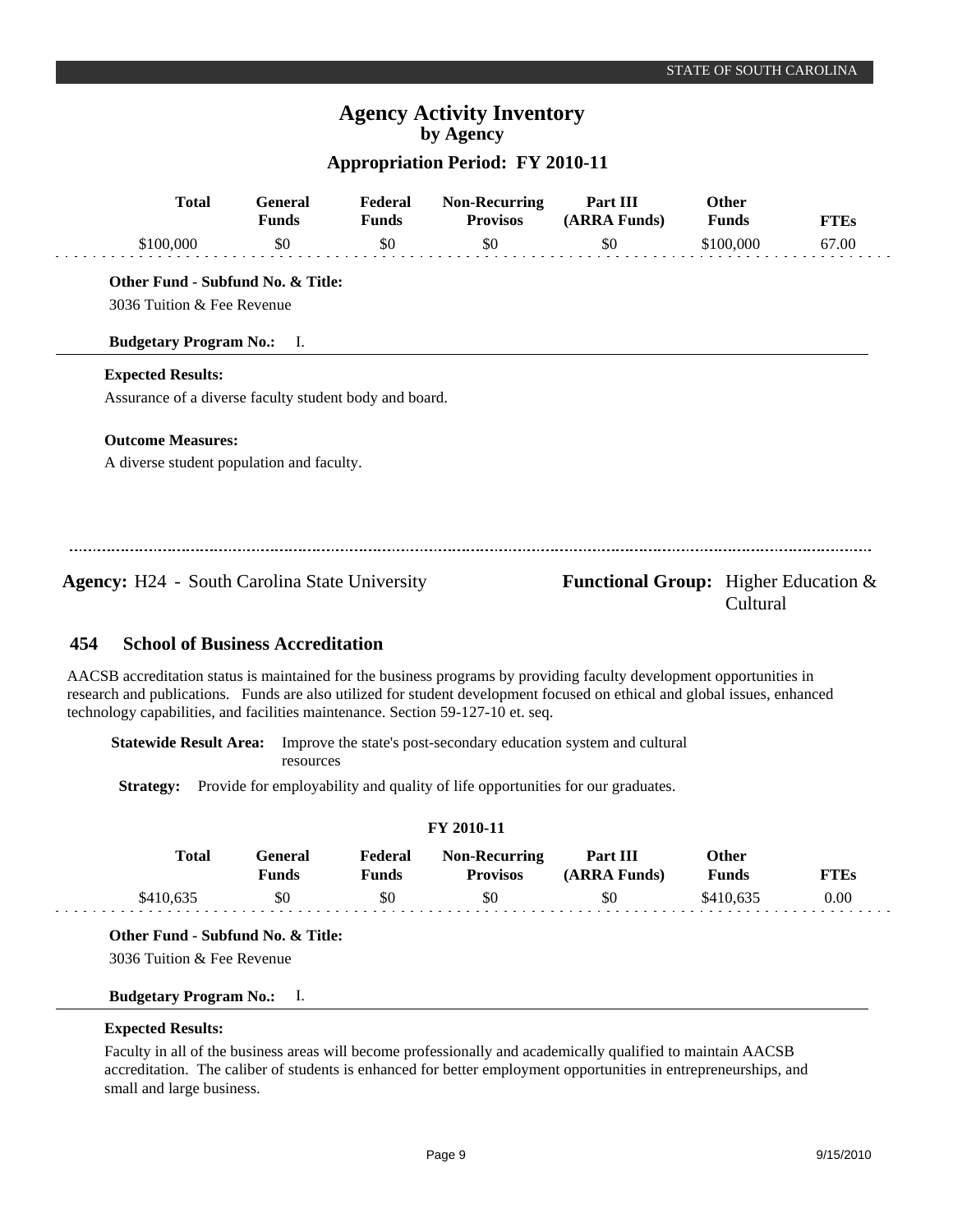## Agency Activity Inventory
### by Agency
### Appropriation Period: FY 2010-11

| Total | General Funds | Federal Funds | Non-Recurring Provisos | Part III (ARRA Funds) | Other Funds | FTEs |
|---|---|---|---|---|---|---|
| $100,000 | $0 | $0 | $0 | $0 | $100,000 | 67.00 |

**Other Fund - Subfund No. & Title:**

3036 Tuition & Fee Revenue

**Budgetary Program No.:** I.

**Expected Results:**

Assurance of a diverse faculty student body and board.

**Outcome Measures:**

A diverse student population and faculty.

---

**Agency:** H24 - South Carolina State University

**Functional Group:** Higher Education & Cultural

### 454 School of Business Accreditation

AACSB accreditation status is maintained for the business programs by providing faculty development opportunities in research and publications. Funds are also utilized for student development focused on ethical and global issues, enhanced technology capabilities, and facilities maintenance. Section 59-127-10 et. seq.

**Statewide Result Area:** Improve the state's post-secondary education system and cultural resources

**Strategy:** Provide for employability and quality of life opportunities for our graduates.

**FY 2010-11**

| Total | General Funds | Federal Funds | Non-Recurring Provisos | Part III (ARRA Funds) | Other Funds | FTEs |
|---|---|---|---|---|---|---|
| $410,635 | $0 | $0 | $0 | $0 | $410,635 | 0.00 |

**Other Fund - Subfund No. & Title:**

3036 Tuition & Fee Revenue

**Budgetary Program No.:** I.

**Expected Results:**

Faculty in all of the business areas will become professionally and academically qualified to maintain AACSB accreditation. The caliber of students is enhanced for better employment opportunities in entrepreneurships, and small and large business.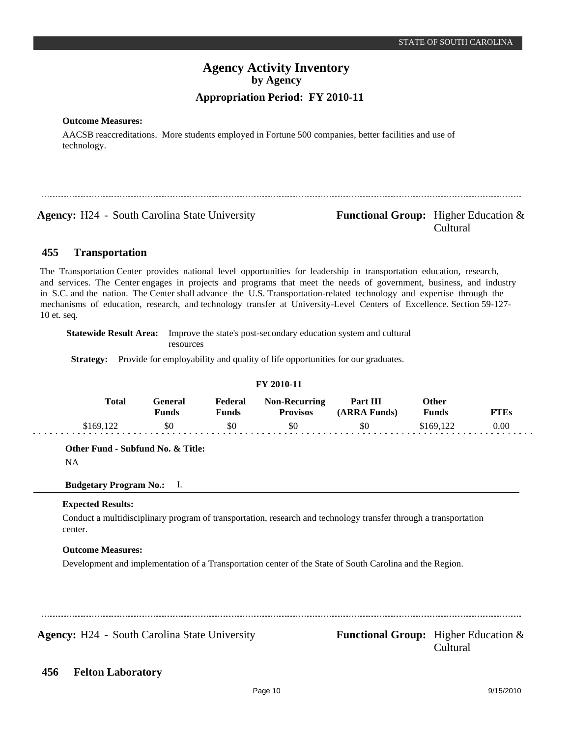**Outcome Measures:**

AACSB reaccreditations. More students employed in Fortune 500 companies, better facilities and use of technology.

---

**Agency:** H24 - South Carolina State University

**Functional Group:** Higher Education & Cultural

## 455 Transportation

The Transportation Center provides national level opportunities for leadership in transportation education, research, and services. The Center engages in projects and programs that meet the needs of government, business, and industry in S.C. and the nation. The Center shall advance the U.S. Transportation-related technology and expertise through the mechanisms of education, research, and technology transfer at University-Level Centers of Excellence. Section 59-127-10 et. seq.

**Statewide Result Area:** Improve the state's post-secondary education system and cultural resources

**Strategy:** Provide for employability and quality of life opportunities for our graduates.

**FY 2010-11**

| Total | General Funds | Federal Funds | Non-Recurring Provisos | Part III (ARRA Funds) | Other Funds | FTEs |
|---|---|---|---|---|---|---|
| $169,122 | $0 | $0 | $0 | $0 | $169,122 | 0.00 |

**Other Fund - Subfund No. & Title:**

NA

**Budgetary Program No.:** I.

**Expected Results:**

Conduct a multidisciplinary program of transportation, research and technology transfer through a transportation center.

**Outcome Measures:**

Development and implementation of a Transportation center of the State of South Carolina and the Region.

---

**Agency:** H24 - South Carolina State University

**Functional Group:** Higher Education & Cultural

## 456 Felton Laboratory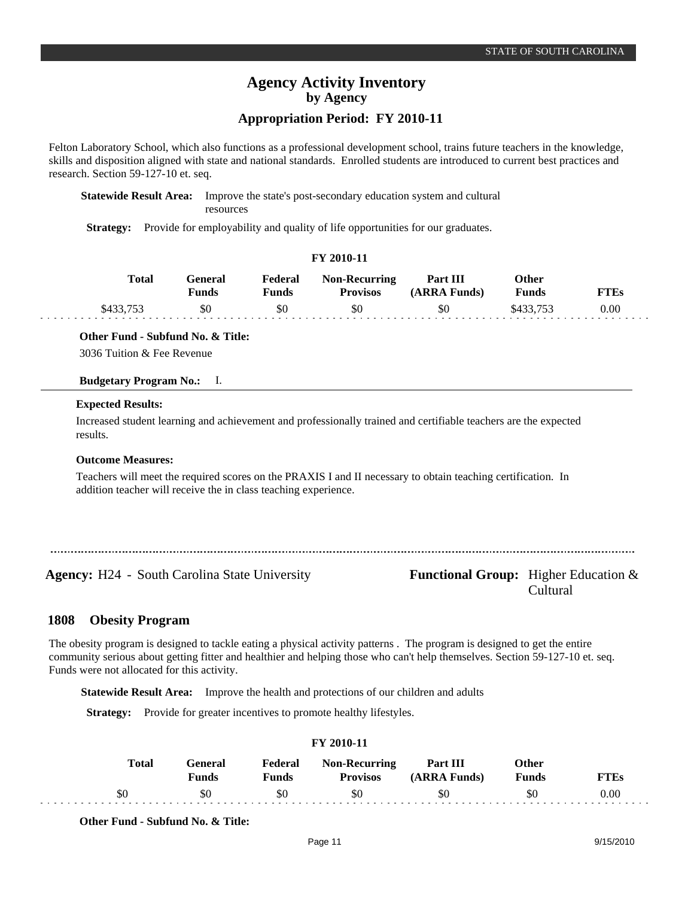Felton Laboratory School, which also functions as a professional development school, trains future teachers in the knowledge, skills and disposition aligned with state and national standards. Enrolled students are introduced to current best practices and research. Section 59-127-10 et. seq.

**Statewide Result Area:** Improve the state's post-secondary education system and cultural resources

**Strategy:** Provide for employability and quality of life opportunities for our graduates.

**FY 2010-11**

| Total | General Funds | Federal Funds | Non-Recurring Provisos | Part III (ARRA Funds) | Other Funds | FTEs |
|---|---|---|---|---|---|---|
| $433,753 | $0 | $0 | $0 | $0 | $433,753 | 0.00 |

**Other Fund - Subfund No. & Title:**

3036 Tuition & Fee Revenue

**Budgetary Program No.:** I.

**Expected Results:**

Increased student learning and achievement and professionally trained and certifiable teachers are the expected results.

**Outcome Measures:**

Teachers will meet the required scores on the PRAXIS I and II necessary to obtain teaching certification. In addition teacher will receive the in class teaching experience.

---

**Agency:** H24 - South Carolina State University

**Functional Group:** Higher Education & Cultural

## 1808 Obesity Program

The obesity program is designed to tackle eating a physical activity patterns . The program is designed to get the entire community serious about getting fitter and healthier and helping those who can't help themselves. Section 59-127-10 et. seq. Funds were not allocated for this activity.

**Statewide Result Area:** Improve the health and protections of our children and adults

**Strategy:** Provide for greater incentives to promote healthy lifestyles.

**FY 2010-11**

| Total | General Funds | Federal Funds | Non-Recurring Provisos | Part III (ARRA Funds) | Other Funds | FTEs |
|---|---|---|---|---|---|---|
| $0 | $0 | $0 | $0 | $0 | $0 | 0.00 |

**Other Fund - Subfund No. & Title:**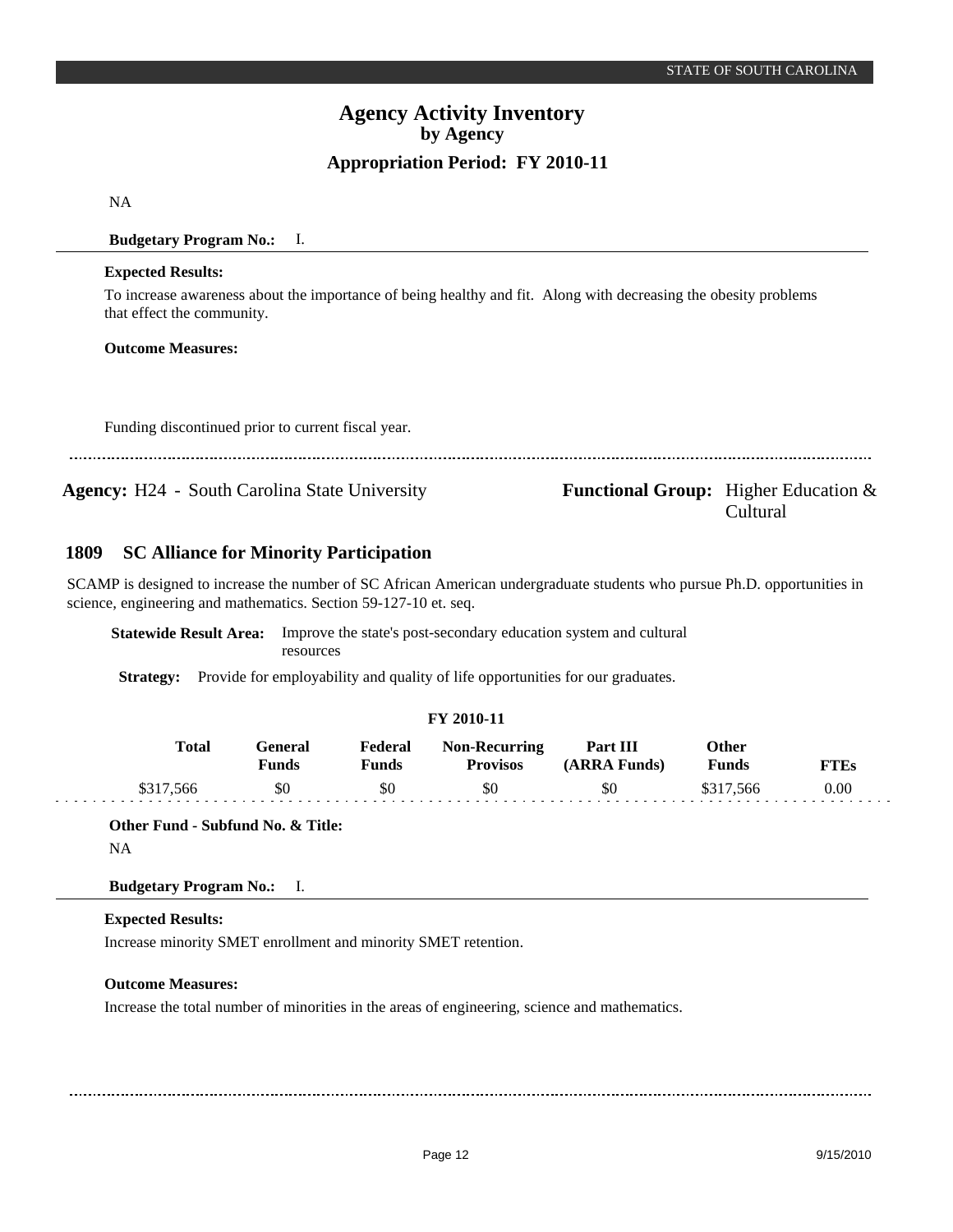NA

**Budgetary Program No.:** I.

**Expected Results:**

To increase awareness about the importance of being healthy and fit. Along with decreasing the obesity problems that effect the community.

**Outcome Measures:**

Funding discontinued prior to current fiscal year.

---

**Agency:** H24 - South Carolina State University

**Functional Group:** Higher Education & Cultural

## 1809 SC Alliance for Minority Participation

SCAMP is designed to increase the number of SC African American undergraduate students who pursue Ph.D. opportunities in science, engineering and mathematics. Section 59-127-10 et. seq.

**Statewide Result Area:** Improve the state's post-secondary education system and cultural resources

**Strategy:** Provide for employability and quality of life opportunities for our graduates.

**FY 2010-11**

| Total | General Funds | Federal Funds | Non-Recurring Provisos | Part III (ARRA Funds) | Other Funds | FTEs |
|---|---|---|---|---|---|---|
| $317,566 | $0 | $0 | $0 | $0 | $317,566 | 0.00 |

**Other Fund - Subfund No. & Title:**

NA

**Budgetary Program No.:** I.

**Expected Results:**

Increase minority SMET enrollment and minority SMET retention.

**Outcome Measures:**

Increase the total number of minorities in the areas of engineering, science and mathematics.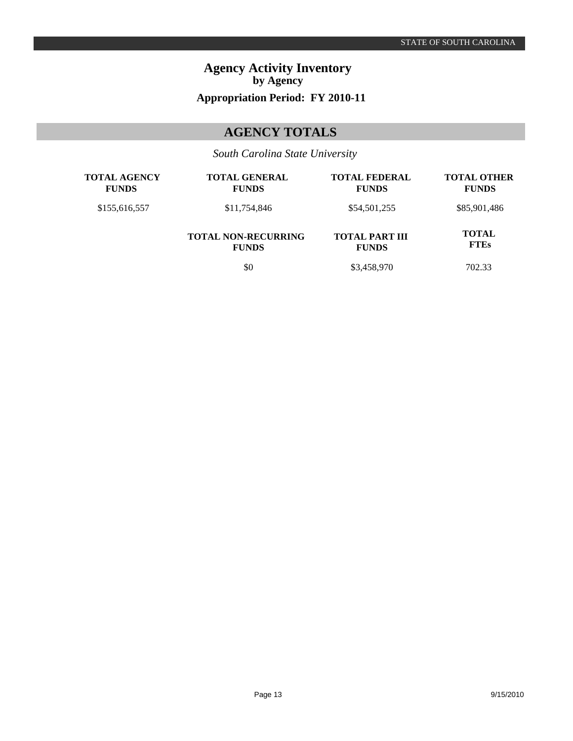STATE OF SOUTH CAROLINA

# Agency Activity Inventory
## by Agency
## Appropriation Period: FY 2010-11

## AGENCY TOTALS

*South Carolina State University*

| TOTAL AGENCY FUNDS | TOTAL GENERAL FUNDS | TOTAL FEDERAL FUNDS | TOTAL OTHER FUNDS |
|---|---|---|---|
| \$155,616,557 | \$11,754,846 | \$54,501,255 | \$85,901,486 |

| TOTAL NON-RECURRING FUNDS | TOTAL PART III FUNDS | TOTAL FTEs |
|---|---|---|
| \$0 | \$3,458,970 | 702.33 |

9/15/2010